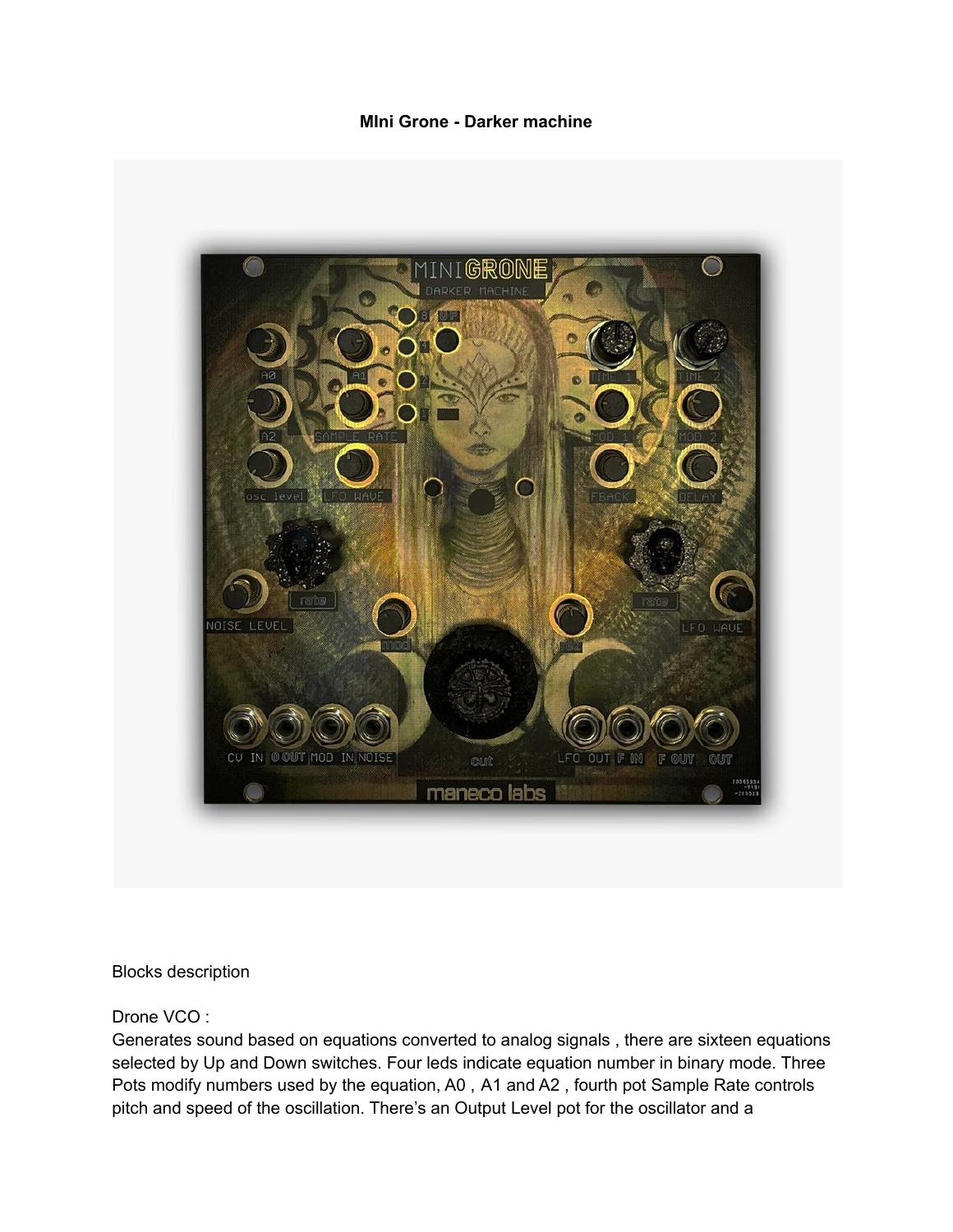**MIni Grone - Darker machine**

Blocks description

Drone VCO :

Generates sound based on equations converted to analog signals , there are sixteen equations selected by Up and Down switches. Four leds indicate equation number in binary mode. Three Pots modify numbers used by the equation, A0 , A1 and A2 , fourth pot Sample Rate controls pitch and speed of the oscillation. There's an Output Level pot for the oscillator and a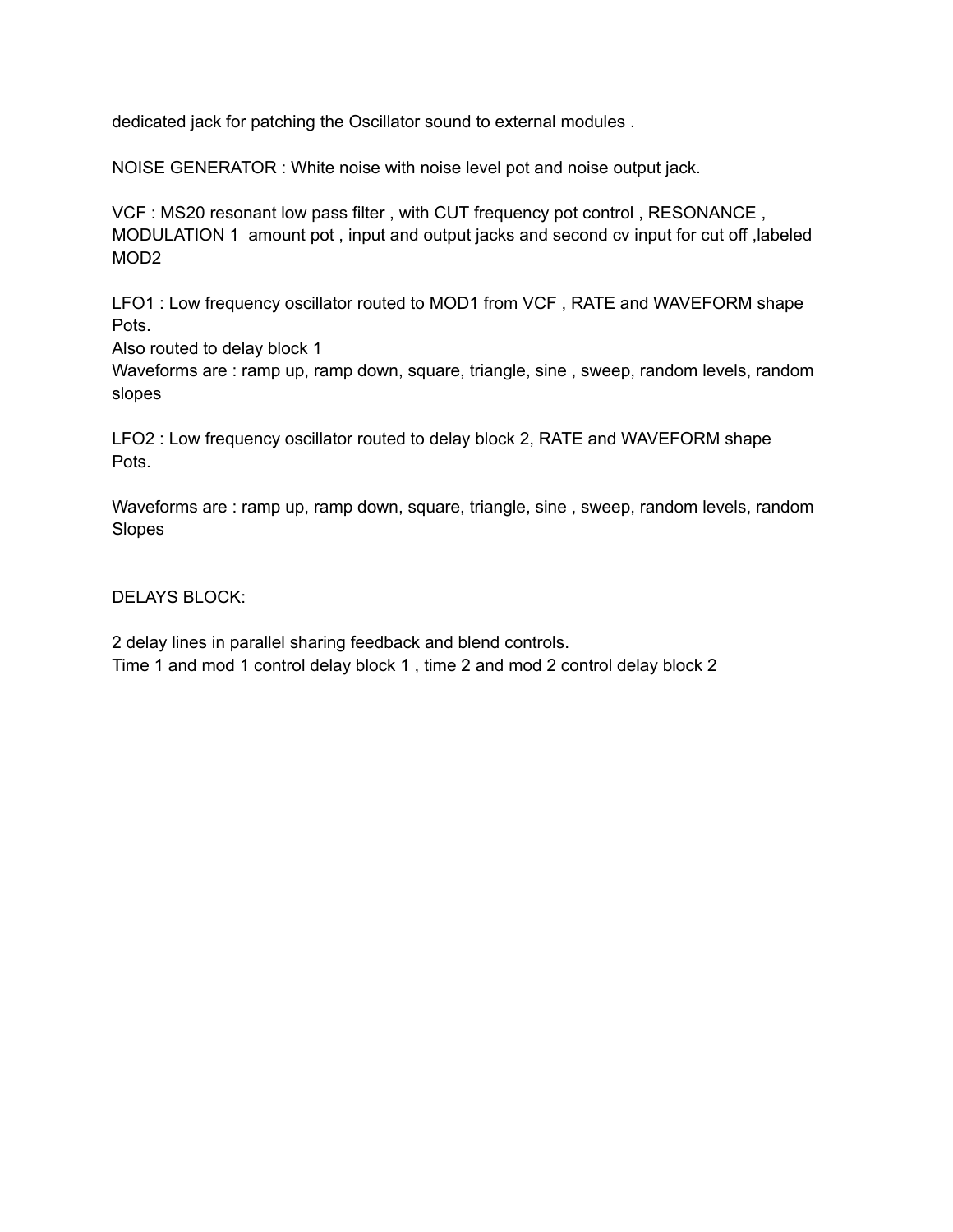dedicated jack for patching the Oscillator sound to external modules .

NOISE GENERATOR : White noise with noise level pot and noise output jack.

VCF : MS20 resonant low pass filter , with CUT frequency pot control , RESONANCE , MODULATION 1 amount pot , input and output jacks and second cv input for cut off ,labeled MOD2

LFO1 : Low frequency oscillator routed to MOD1 from VCF , RATE and WAVEFORM shape Pots.
Also routed to delay block 1
Waveforms are : ramp up, ramp down, square, triangle, sine , sweep, random levels, random slopes

LFO2 : Low frequency oscillator routed to delay block 2, RATE and WAVEFORM shape Pots.

Waveforms are : ramp up, ramp down, square, triangle, sine , sweep, random levels, random Slopes

DELAYS BLOCK:

2 delay lines in parallel sharing feedback and blend controls.
Time 1 and mod 1 control delay block 1 , time 2 and mod 2 control delay block 2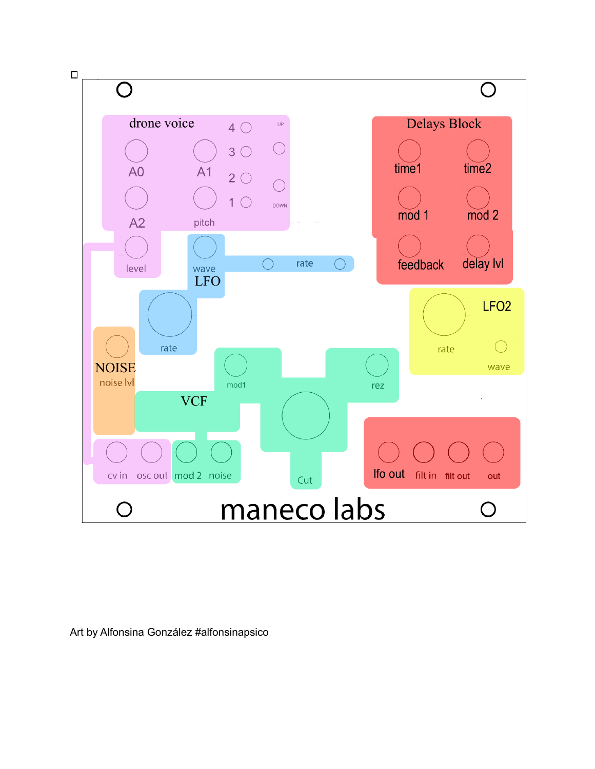drone voice

A0

A1

A2

pitch

4

3

2

1

UP

DOWN

level

wave

LFO

rate

rate

Delays Block

time1

time2

mod 1

mod 2

feedback

delay lvl

LFO2

rate

wave

NOISE

noise lvl

VCF

mod1

rez

Cut

cv in

osc out

mod 2

noise

lfo out

filt in

filt out

out

maneco labs

Art by Alfonsina González #alfonsinapsico